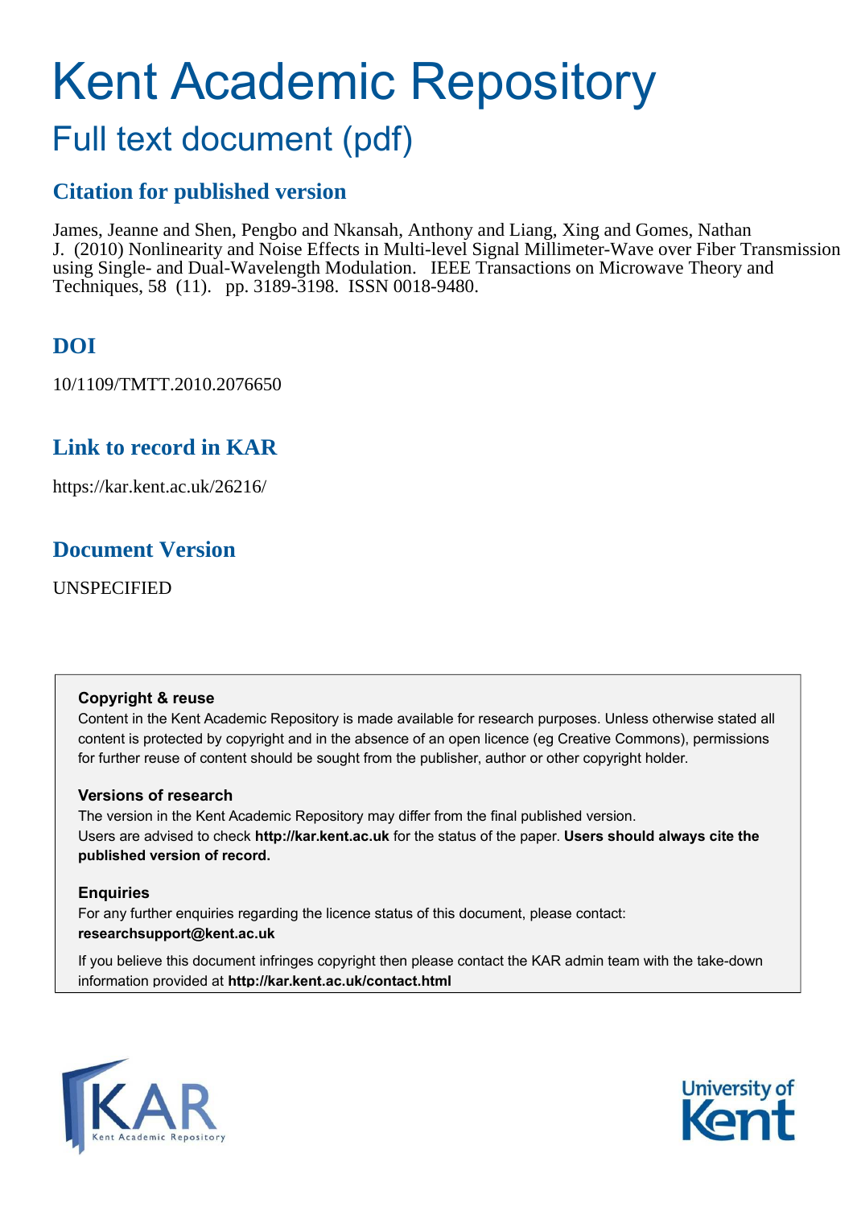# Kent Academic Repository

## Full text document (pdf)

### Citation for published version

James, Jeanne and Shen, Pengbo and Nkansah, Anthony and Liang, Xing and Gomes, Nathan J. (2010) Nonlinearity and Noise Effects in Multi-level Signal Millimeter-Wave over Fiber Transmission using Single- and Dual-Wavelength Modulation. IEEE Transactions on Microwave Theory and Techniques, 58 (11). pp. 3189-3198. ISSN 0018-9480.

### DOI

10/1109/TMTT.2010.2076650

### Link to record in KAR

https://kar.kent.ac.uk/26216/

### Document Version

UNSPECIFIED

**Copyright & reuse**

Content in the Kent Academic Repository is made available for research purposes. Unless otherwise stated all content is protected by copyright and in the absence of an open licence (eg Creative Commons), permissions for further reuse of content should be sought from the publisher, author or other copyright holder.

**Versions of research**

The version in the Kent Academic Repository may differ from the final published version. Users are advised to check **http://kar.kent.ac.uk** for the status of the paper. **Users should always cite the published version of record.**

**Enquiries**

For any further enquiries regarding the licence status of this document, please contact: **researchsupport@kent.ac.uk**

If you believe this document infringes copyright then please contact the KAR admin team with the take-down information provided at **http://kar.kent.ac.uk/contact.html**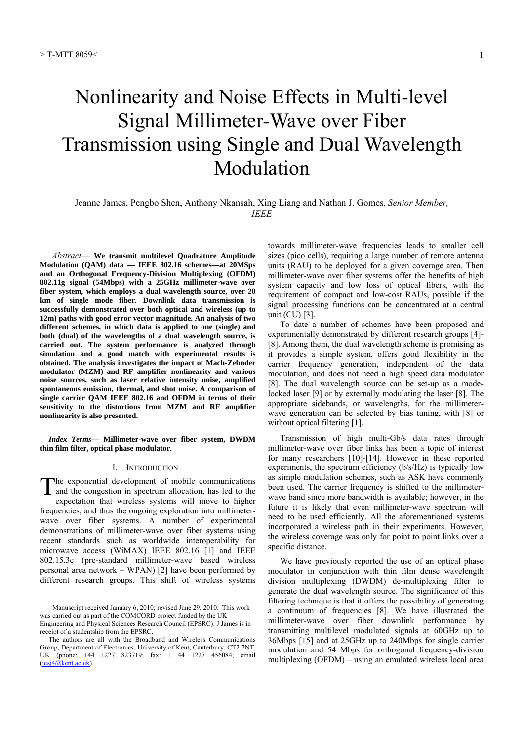# Nonlinearity and Noise Effects in Multi-level Signal Millimeter-Wave over Fiber Transmission using Single and Dual Wavelength Modulation

Jeanne James, Pengbo Shen, Anthony Nkansah, Xing Liang and Nathan J. Gomes, *Senior Member, IEEE*

***Abstract*— We transmit multilevel Quadrature Amplitude Modulation (QAM) data — IEEE 802.16 schemes—at 20MSps and an Orthogonal Frequency-Division Multiplexing (OFDM) 802.11g signal (54Mbps) with a 25GHz millimeter-wave over fiber system, which employs a dual wavelength source, over 20 km of single mode fiber. Downlink data transmission is successfully demonstrated over both optical and wireless (up to 12m) paths with good error vector magnitude. An analysis of two different schemes, in which data is applied to one (single) and both (dual) of the wavelengths of a dual wavelength source, is carried out. The system performance is analyzed through simulation and a good match with experimental results is obtained. The analysis investigates the impact of Mach-Zehnder modulator (MZM) and RF amplifier nonlinearity and various noise sources, such as laser relative intensity noise, amplified spontaneous emission, thermal, and shot noise. A comparison of single carrier QAM IEEE 802.16 and OFDM in terms of their sensitivity to the distortions from MZM and RF amplifier nonlinearity is also presented.**

***Index Terms*— Millimeter-wave over fiber system, DWDM thin film filter, optical phase modulator.**

## I. Introduction

The exponential development of mobile communications and the congestion in spectrum allocation, has led to the expectation that wireless systems will move to higher frequencies, and thus the ongoing exploration into millimeter-wave over fiber systems. A number of experimental demonstrations of millimeter-wave over fiber systems using recent standards such as worldwide interoperability for microwave access (WiMAX) IEEE 802.16 [1] and IEEE 802.15.3c (pre-standard millimeter-wave based wireless personal area network – WPAN) [2] have been performed by different research groups. This shift of wireless systems towards millimeter-wave frequencies leads to smaller cell sizes (pico cells), requiring a large number of remote antenna units (RAU) to be deployed for a given coverage area. Then millimeter-wave over fiber systems offer the benefits of high system capacity and low loss of optical fibers, with the requirement of compact and low-cost RAUs, possible if the signal processing functions can be concentrated at a central unit (CU) [3].

To date a number of schemes have been proposed and experimentally demonstrated by different research groups [4]-[8]. Among them, the dual wavelength scheme is promising as it provides a simple system, offers good flexibility in the carrier frequency generation, independent of the data modulation, and does not need a high speed data modulator [8]. The dual wavelength source can be set-up as a mode-locked laser [9] or by externally modulating the laser [8]. The appropriate sidebands, or wavelengths, for the millimeter-wave generation can be selected by bias tuning, with [8] or without optical filtering [1].

Transmission of high multi-Gb/s data rates through millimeter-wave over fiber links has been a topic of interest for many researchers [10]-[14]. However in these reported experiments, the spectrum efficiency (b/s/Hz) is typically low as simple modulation schemes, such as ASK have commonly been used. The carrier frequency is shifted to the millimeter-wave band since more bandwidth is available; however, in the future it is likely that even millimeter-wave spectrum will need to be used efficiently. All the aforementioned systems incorporated a wireless path in their experiments. However, the wireless coverage was only for point to point links over a specific distance.

We have previously reported the use of an optical phase modulator in conjunction with thin film dense wavelength division multiplexing (DWDM) de-multiplexing filter to generate the dual wavelength source. The significance of this filtering technique is that it offers the possibility of generating a continuum of frequencies [8]. We have illustrated the millimeter-wave over fiber downlink performance by transmitting multilevel modulated signals at 60GHz up to 36Mbps [15] and at 25GHz up to 240Mbps for single carrier modulation and 54 Mbps for orthogonal frequency-division multiplexing (OFDM) – using an emulated wireless local area

Manuscript received January 6, 2010; revised June 29, 2010. This work was carried out as part of the COMCORD project funded by the UK Engineering and Physical Sciences Research Council (EPSRC). J James is in receipt of a studentship from the EPSRC.

The authors are all with the Broadband and Wireless Communications Group, Department of Electronics, University of Kent, Canterbury, CT2 7NT, UK (phone: +44 1227 823719; fax: + 44 1227 456084; email (jesj4@kent.ac.uk).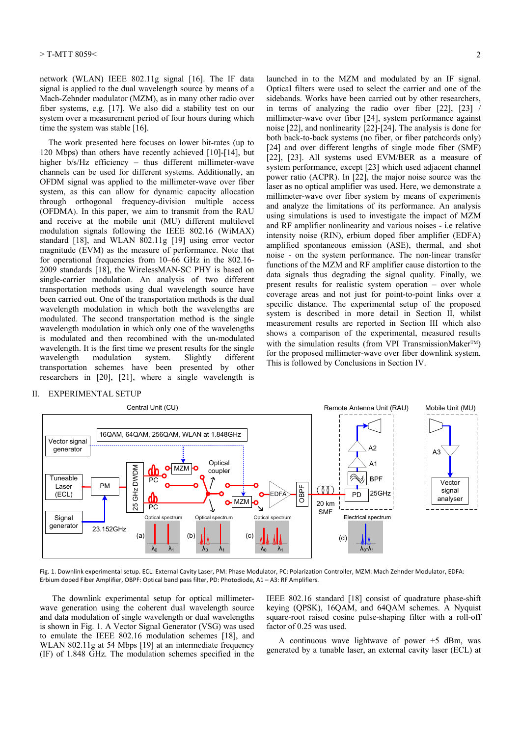network (WLAN) IEEE 802.11g signal [16]. The IF data signal is applied to the dual wavelength source by means of a Mach-Zehnder modulator (MZM), as in many other radio over fiber systems, e.g. [17]. We also did a stability test on our system over a measurement period of four hours during which time the system was stable [16].

The work presented here focuses on lower bit-rates (up to 120 Mbps) than others have recently achieved [10]-[14], but higher b/s/Hz efficiency – thus different millimeter-wave channels can be used for different systems. Additionally, an OFDM signal was applied to the millimeter-wave over fiber system, as this can allow for dynamic capacity allocation through orthogonal frequency-division multiple access (OFDMA). In this paper, we aim to transmit from the RAU and receive at the mobile unit (MU) different multilevel modulation signals following the IEEE 802.16 (WiMAX) standard [18], and WLAN 802.11g [19] using error vector magnitude (EVM) as the measure of performance. Note that for operational frequencies from 10–66 GHz in the 802.16-2009 standards [18], the WirelessMAN-SC PHY is based on single-carrier modulation. An analysis of two different transportation methods using dual wavelength source have been carried out. One of the transportation methods is the dual wavelength modulation in which both the wavelengths are modulated. The second transportation method is the single wavelength modulation in which only one of the wavelengths is modulated and then recombined with the un-modulated wavelength. It is the first time we present results for the single wavelength modulation system. Slightly different transportation schemes have been presented by other researchers in [20], [21], where a single wavelength is launched in to the MZM and modulated by an IF signal. Optical filters were used to select the carrier and one of the sidebands. Works have been carried out by other researchers, in terms of analyzing the radio over fiber [22], [23] / millimeter-wave over fiber [24], system performance against system noise [22], and nonlinearity [22]-[24]. The analysis is done for both back-to-back systems (no fiber, or fiber patchcords only) [24] and over different lengths of single mode fiber (SMF) [22], [23]. All systems used EVM/BER as a measure of system performance, except [23] which used adjacent channel power ratio (ACPR). In [22], the major noise source was the laser as no optical amplifier was used. Here, we demonstrate a millimeter-wave over fiber system by means of experiments and analyze the limitations of its performance. An analysis using simulations is used to investigate the impact of MZM and RF amplifier nonlinearity and various noises - i.e relative intensity noise (RIN), erbium doped fiber amplifier (EDFA) amplified spontaneous emission (ASE), thermal, and shot noise - on the system performance. The non-linear transfer functions of the MZM and RF amplifier cause distortion to the data signals thus degrading the signal quality. Finally, we present results for realistic system operation – over whole coverage areas and not just for point-to-point links over a specific distance. The experimental setup of the proposed system is described in more detail in Section II, whilst measurement results are reported in Section III which also shows a comparison of the experimental, measured results with the simulation results (from VPI TransmissionMaker™) for the proposed millimeter-wave over fiber downlink system. This is followed by Conclusions in Section IV.

## II. Experimental Setup

Fig. 1. Downlink experimental setup. ECL: External Cavity Laser, PM: Phase Modulator, PC: Polarization Controller, MZM: Mach Zehnder Modulator, EDFA: Erbium doped Fiber Amplifier, OBPF: Optical band pass filter, PD: Photodiode, A1 – A3: RF Amplifiers.

The downlink experimental setup for optical millimeter-wave generation using the coherent dual wavelength source and data modulation of single wavelength or dual wavelengths is shown in Fig. 1. A Vector Signal Generator (VSG) was used to emulate the IEEE 802.16 modulation schemes [18], and WLAN 802.11g at 54 Mbps [19] at an intermediate frequency (IF) of 1.848 GHz. The modulation schemes specified in the IEEE 802.16 standard [18] consist of quadrature phase-shift keying (QPSK), 16QAM, and 64QAM schemes. A Nyquist square-root raised cosine pulse-shaping filter with a roll-off factor of 0.25 was used.

A continuous wave lightwave of power +5 dBm, was generated by a tunable laser, an external cavity laser (ECL) at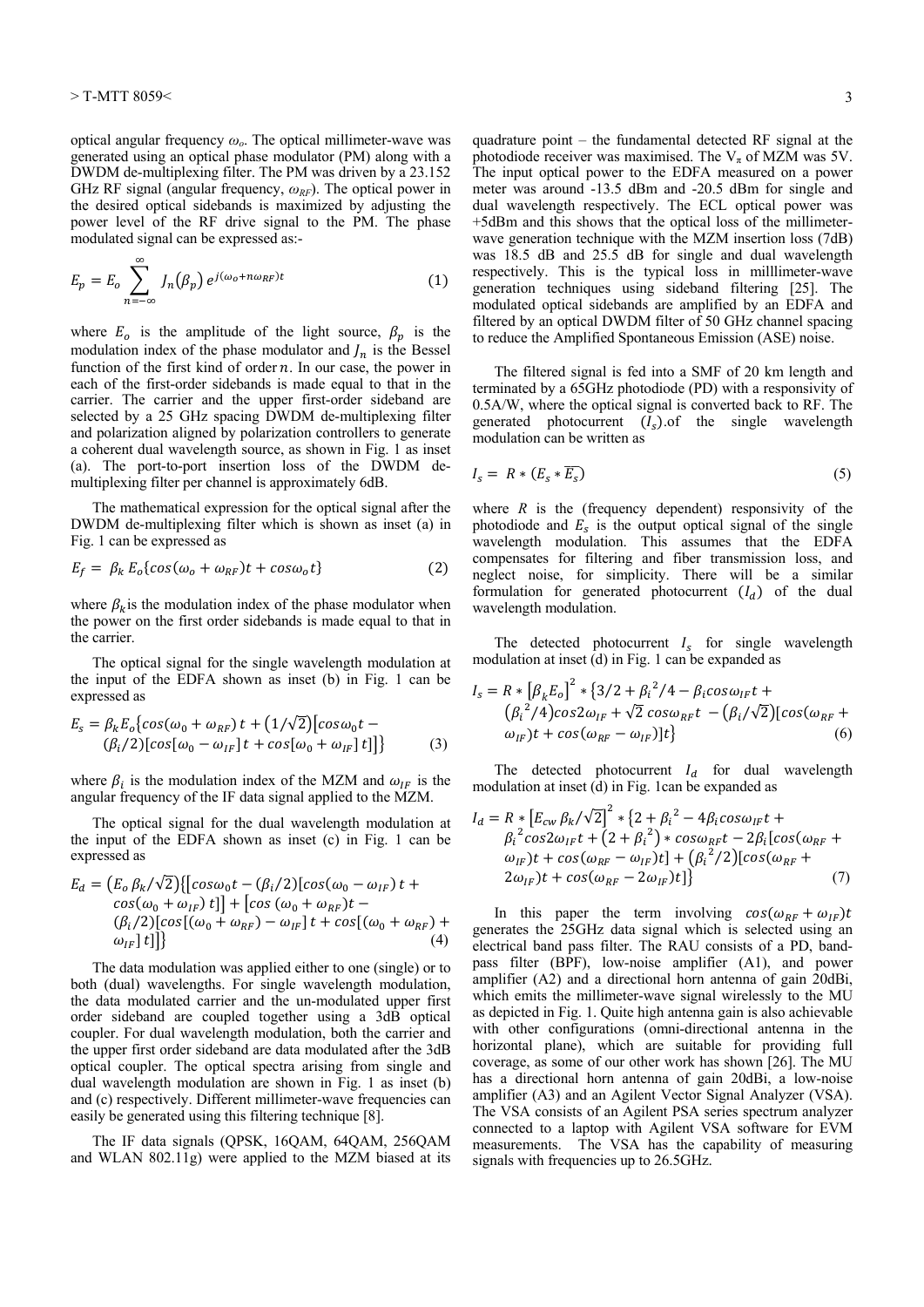optical angular frequency $\omega_o$. The optical millimeter-wave was generated using an optical phase modulator (PM) along with a DWDM de-multiplexing filter. The PM was driven by a 23.152 GHz RF signal (angular frequency, $\omega_{RF}$). The optical power in the desired optical sidebands is maximized by adjusting the power level of the RF drive signal to the PM. The phase modulated signal can be expressed as:-

$$E_p = E_o \sum_{n=-\infty}^{\infty} J_n(\beta_p)\, e^{j(\omega_o + n\omega_{RF})t} \tag{1}$$

where $E_o$ is the amplitude of the light source, $\beta_p$ is the modulation index of the phase modulator and $J_n$ is the Bessel function of the first kind of order $n$. In our case, the power in each of the first-order sidebands is made equal to that in the carrier. The carrier and the upper first-order sideband are selected by a 25 GHz spacing DWDM de-multiplexing filter and polarization aligned by polarization controllers to generate a coherent dual wavelength source, as shown in Fig. 1 as inset (a). The port-to-port insertion loss of the DWDM de-multiplexing filter per channel is approximately 6dB.

The mathematical expression for the optical signal after the DWDM de-multiplexing filter which is shown as inset (a) in Fig. 1 can be expressed as

$$E_f = \beta_k E_o\{cos(\omega_o + \omega_{RF})t + cos\omega_o t\} \tag{2}$$

where $\beta_k$ is the modulation index of the phase modulator when the power on the first order sidebands is made equal to that in the carrier.

The optical signal for the single wavelength modulation at the input of the EDFA shown as inset (b) in Fig. 1 can be expressed as

$$E_s = \beta_k E_o\{cos(\omega_0 + \omega_{RF})\,t + (1/\sqrt{2})[cos\omega_0 t - (\beta_i/2)[cos[\omega_0 - \omega_{IF}]\,t + cos[\omega_0 + \omega_{IF}]\,t]]\} \tag{3}$$

where $\beta_i$ is the modulation index of the MZM and $\omega_{IF}$ is the angular frequency of the IF data signal applied to the MZM.

The optical signal for the dual wavelength modulation at the input of the EDFA shown as inset (c) in Fig. 1 can be expressed as

$$E_d = (E_o\,\beta_k/\sqrt{2})\{[cos\omega_0 t - (\beta_i/2)[cos(\omega_0 - \omega_{IF})\,t + cos(\omega_0 + \omega_{IF})\,t]] + [cos\,(\omega_0 + \omega_{RF})t - (\beta_i/2)[cos[(\omega_0 + \omega_{RF}) - \omega_{IF}]\,t + cos[(\omega_0 + \omega_{RF}) + \omega_{IF}]\,t]]\} \tag{4}$$

The data modulation was applied either to one (single) or to both (dual) wavelengths. For single wavelength modulation, the data modulated carrier and the un-modulated upper first order sideband are coupled together using a 3dB optical coupler. For dual wavelength modulation, both the carrier and the upper first order sideband are data modulated after the 3dB optical coupler. The optical spectra arising from single and dual wavelength modulation are shown in Fig. 1 as inset (b) and (c) respectively. Different millimeter-wave frequencies can easily be generated using this filtering technique [8].

The IF data signals (QPSK, 16QAM, 64QAM, 256QAM and WLAN 802.11g) were applied to the MZM biased at its quadrature point – the fundamental detected RF signal at the photodiode receiver was maximised. The $V_\pi$ of MZM was 5V. The input optical power to the EDFA measured on a power meter was around -13.5 dBm and -20.5 dBm for single and dual wavelength respectively. The ECL optical power was +5dBm and this shows that the optical loss of the millimeter-wave generation technique with the MZM insertion loss (7dB) was 18.5 dB and 25.5 dB for single and dual wavelength respectively. This is the typical loss in milllimeter-wave generation techniques using sideband filtering [25]. The modulated optical sidebands are amplified by an EDFA and filtered by an optical DWDM filter of 50 GHz channel spacing to reduce the Amplified Spontaneous Emission (ASE) noise.

The filtered signal is fed into a SMF of 20 km length and terminated by a 65GHz photodiode (PD) with a responsivity of 0.5A/W, where the optical signal is converted back to RF. The generated photocurrent ($I_s$).of the single wavelength modulation can be written as

$$I_s = R * (E_s * \overline{E_s}) \tag{5}$$

where $R$ is the (frequency dependent) responsivity of the photodiode and $E_s$ is the output optical signal of the single wavelength modulation. This assumes that the EDFA compensates for filtering and fiber transmission loss, and neglect noise, for simplicity. There will be a similar formulation for generated photocurrent ($I_d$) of the dual wavelength modulation.

The detected photocurrent $I_s$ for single wavelength modulation at inset (d) in Fig. 1 can be expanded as

$$I_s = R * [\beta_k E_o]^2 * \{3/2 + \beta_i^{\,2}/4 - \beta_i cos\omega_{IF}t + (\beta_i^{\,2}/4)cos2\omega_{IF} + \sqrt{2}\,cos\omega_{RF}t - (\beta_i/\sqrt{2})[cos(\omega_{RF} + \omega_{IF})t + cos(\omega_{RF} - \omega_{IF})]t\} \tag{6}$$

The detected photocurrent $I_d$ for dual wavelength modulation at inset (d) in Fig. 1can be expanded as

$$I_d = R * [E_{cw}\,\beta_k/\sqrt{2}]^2 * \{2 + \beta_i^{\,2} - 4\beta_i cos\omega_{IF}t + \beta_i^{\,2}cos2\omega_{IF}t + (2 + \beta_i^{\,2}) * cos\omega_{RF}t - 2\beta_i[cos(\omega_{RF} + \omega_{IF})t + cos(\omega_{RF} - \omega_{IF})t] + (\beta_i^{\,2}/2)[cos(\omega_{RF} + 2\omega_{IF})t + cos(\omega_{RF} - 2\omega_{IF})t]\} \tag{7}$$

In this paper the term involving $cos(\omega_{RF} + \omega_{IF})t$ generates the 25GHz data signal which is selected using an electrical band pass filter. The RAU consists of a PD, band-pass filter (BPF), low-noise amplifier (A1), and power amplifier (A2) and a directional horn antenna of gain 20dBi, which emits the millimeter-wave signal wirelessly to the MU as depicted in Fig. 1. Quite high antenna gain is also achievable with other configurations (omni-directional antenna in the horizontal plane), which are suitable for providing full coverage, as some of our other work has shown [26]. The MU has a directional horn antenna of gain 20dBi, a low-noise amplifier (A3) and an Agilent Vector Signal Analyzer (VSA). The VSA consists of an Agilent PSA series spectrum analyzer connected to a laptop with Agilent VSA software for EVM measurements. The VSA has the capability of measuring signals with frequencies up to 26.5GHz.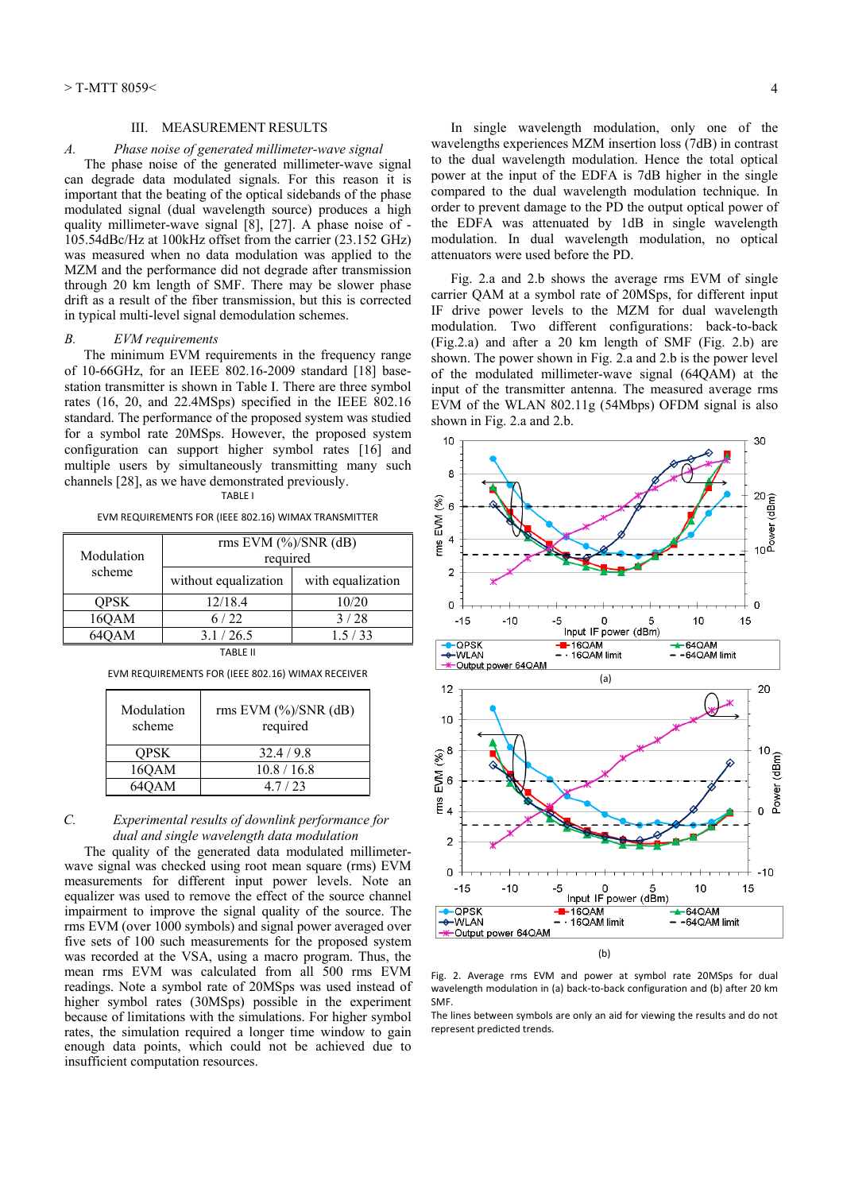## III. MEASUREMENT RESULTS

### *A. Phase noise of generated millimeter-wave signal*

The phase noise of the generated millimeter-wave signal can degrade data modulated signals. For this reason it is important that the beating of the optical sidebands of the phase modulated signal (dual wavelength source) produces a high quality millimeter-wave signal [8], [27]. A phase noise of -105.54dBc/Hz at 100kHz offset from the carrier (23.152 GHz) was measured when no data modulation was applied to the MZM and the performance did not degrade after transmission through 20 km length of SMF. There may be slower phase drift as a result of the fiber transmission, but this is corrected in typical multi-level signal demodulation schemes.

### *B. EVM requirements*

The minimum EVM requirements in the frequency range of 10-66GHz, for an IEEE 802.16-2009 standard [18] base-station transmitter is shown in Table I. There are three symbol rates (16, 20, and 22.4MSps) specified in the IEEE 802.16 standard. The performance of the proposed system was studied for a symbol rate 20MSps. However, the proposed system configuration can support higher symbol rates [16] and multiple users by simultaneously transmitting many such channels [28], as we have demonstrated previously.

TABLE I

EVM REQUIREMENTS FOR (IEEE 802.16) WIMAX TRANSMITTER

| Modulation scheme | rms EVM (%)/SNR (dB) required | |
|---|---|---|
| | without equalization | with equalization |
| QPSK | 12/18.4 | 10/20 |
| 16QAM | 6 / 22 | 3 / 28 |
| 64QAM | 3.1 / 26.5 | 1.5 / 33 |

TABLE II

EVM REQUIREMENTS FOR (IEEE 802.16) WIMAX RECEIVER

| Modulation scheme | rms EVM (%)/SNR (dB) required |
|---|---|
| QPSK | 32.4 / 9.8 |
| 16QAM | 10.8 / 16.8 |
| 64QAM | 4.7 / 23 |

### *C. Experimental results of downlink performance for dual and single wavelength data modulation*

The quality of the generated data modulated millimeter-wave signal was checked using root mean square (rms) EVM measurements for different input power levels. Note an equalizer was used to remove the effect of the source channel impairment to improve the signal quality of the source. The rms EVM (over 1000 symbols) and signal power averaged over five sets of 100 such measurements for the proposed system was recorded at the VSA, using a macro program. Thus, the mean rms EVM was calculated from all 500 rms EVM readings. Note a symbol rate of 20MSps was used instead of higher symbol rates (30MSps) possible in the experiment because of limitations with the simulations. For higher symbol rates, the simulation required a longer time window to gain enough data points, which could not be achieved due to insufficient computation resources.

In single wavelength modulation, only one of the wavelengths experiences MZM insertion loss (7dB) in contrast to the dual wavelength modulation. Hence the total optical power at the input of the EDFA is 7dB higher in the single compared to the dual wavelength modulation technique. In order to prevent damage to the PD the output optical power of the EDFA was attenuated by 1dB in single wavelength modulation. In dual wavelength modulation, no optical attenuators were used before the PD.

Fig. 2.a and 2.b shows the average rms EVM of single carrier QAM at a symbol rate of 20MSps, for different input IF drive power levels to the MZM for dual wavelength modulation. Two different configurations: back-to-back (Fig.2.a) and after a 20 km length of SMF (Fig. 2.b) are shown. The power shown in Fig. 2.a and 2.b is the power level of the modulated millimeter-wave signal (64QAM) at the input of the transmitter antenna. The measured average rms EVM of the WLAN 802.11g (54Mbps) OFDM signal is also shown in Fig. 2.a and 2.b.

Fig. 2. Average rms EVM and power at symbol rate 20MSps for dual wavelength modulation in (a) back-to-back configuration and (b) after 20 km SMF.

The lines between symbols are only an aid for viewing the results and do not represent predicted trends.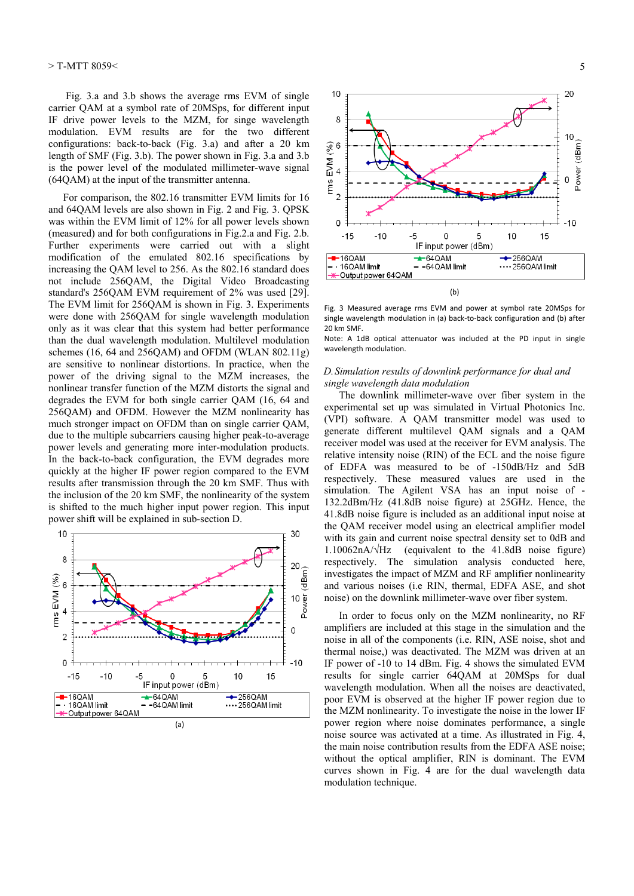Fig. 3.a and 3.b shows the average rms EVM of single carrier QAM at a symbol rate of 20MSps, for different input IF drive power levels to the MZM, for singe wavelength modulation. EVM results are for the two different configurations: back-to-back (Fig. 3.a) and after a 20 km length of SMF (Fig. 3.b). The power shown in Fig. 3.a and 3.b is the power level of the modulated millimeter-wave signal (64QAM) at the input of the transmitter antenna.

For comparison, the 802.16 transmitter EVM limits for 16 and 64QAM levels are also shown in Fig. 2 and Fig. 3. QPSK was within the EVM limit of 12% for all power levels shown (measured) and for both configurations in Fig.2.a and Fig. 2.b. Further experiments were carried out with a slight modification of the emulated 802.16 specifications by increasing the QAM level to 256. As the 802.16 standard does not include 256QAM, the Digital Video Broadcasting standard's 256QAM EVM requirement of 2% was used [29]. The EVM limit for 256QAM is shown in Fig. 3. Experiments were done with 256QAM for single wavelength modulation only as it was clear that this system had better performance than the dual wavelength modulation. Multilevel modulation schemes (16, 64 and 256QAM) and OFDM (WLAN 802.11g) are sensitive to nonlinear distortions. In practice, when the power of the driving signal to the MZM increases, the nonlinear transfer function of the MZM distorts the signal and degrades the EVM for both single carrier QAM (16, 64 and 256QAM) and OFDM. However the MZM nonlinearity has much stronger impact on OFDM than on single carrier QAM, due to the multiple subcarriers causing higher peak-to-average power levels and generating more inter-modulation products. In the back-to-back configuration, the EVM degrades more quickly at the higher IF power region compared to the EVM results after transmission through the 20 km SMF. Thus with the inclusion of the 20 km SMF, the nonlinearity of the system is shifted to the much higher input power region. This input power shift will be explained in sub-section D.

(a)

(b)

Fig. 3 Measured average rms EVM and power at symbol rate 20MSps for single wavelength modulation in (a) back-to-back configuration and (b) after 20 km SMF.

Note: A 1dB optical attenuator was included at the PD input in single wavelength modulation.

## D. Simulation results of downlink performance for dual and single wavelength data modulation

The downlink millimeter-wave over fiber system in the experimental set up was simulated in Virtual Photonics Inc. (VPI) software. A QAM transmitter model was used to generate different multilevel QAM signals and a QAM receiver model was used at the receiver for EVM analysis. The relative intensity noise (RIN) of the ECL and the noise figure of EDFA was measured to be of -150dB/Hz and 5dB respectively. These measured values are used in the simulation. The Agilent VSA has an input noise of -132.2dBm/Hz (41.8dB noise figure) at 25GHz. Hence, the 41.8dB noise figure is included as an additional input noise at the QAM receiver model using an electrical amplifier model with its gain and current noise spectral density set to 0dB and 1.10062nA/√Hz (equivalent to the 41.8dB noise figure) respectively. The simulation analysis conducted here, investigates the impact of MZM and RF amplifier nonlinearity and various noises (i.e RIN, thermal, EDFA ASE, and shot noise) on the downlink millimeter-wave over fiber system.

In order to focus only on the MZM nonlinearity, no RF amplifiers are included at this stage in the simulation and the noise in all of the components (i.e. RIN, ASE noise, shot and thermal noise,) was deactivated. The MZM was driven at an IF power of -10 to 14 dBm. Fig. 4 shows the simulated EVM results for single carrier 64QAM at 20MSps for dual wavelength modulation. When all the noises are deactivated, poor EVM is observed at the higher IF power region due to the MZM nonlinearity. To investigate the noise in the lower IF power region where noise dominates performance, a single noise source was activated at a time. As illustrated in Fig. 4, the main noise contribution results from the EDFA ASE noise; without the optical amplifier, RIN is dominant. The EVM curves shown in Fig. 4 are for the dual wavelength data modulation technique.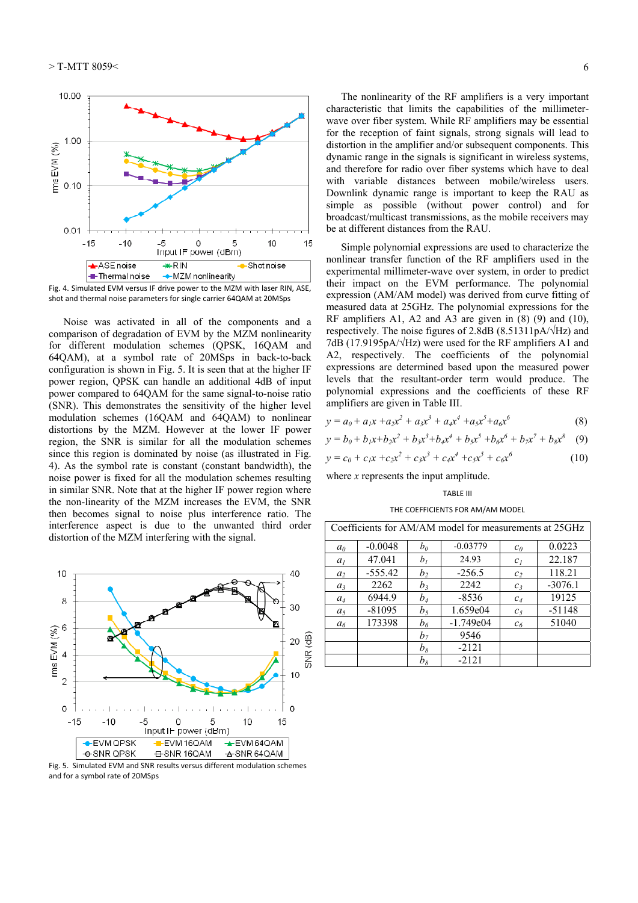Fig. 4. Simulated EVM versus IF drive power to the MZM with laser RIN, ASE, shot and thermal noise parameters for single carrier 64QAM at 20MSps

Noise was activated in all of the components and a comparison of degradation of EVM by the MZM nonlinearity for different modulation schemes (QPSK, 16QAM and 64QAM), at a symbol rate of 20MSps in back-to-back configuration is shown in Fig. 5. It is seen that at the higher IF power region, QPSK can handle an additional 4dB of input power compared to 64QAM for the same signal-to-noise ratio (SNR). This demonstrates the sensitivity of the higher level modulation schemes (16QAM and 64QAM) to nonlinear distortions by the MZM. However at the lower IF power region, the SNR is similar for all the modulation schemes since this region is dominated by noise (as illustrated in Fig. 4). As the symbol rate is constant (constant bandwidth), the noise power is fixed for all the modulation schemes resulting in similar SNR. Note that at the higher IF power region where the non-linearity of the MZM increases the EVM, the SNR then becomes signal to noise plus interference ratio. The interference aspect is due to the unwanted third order distortion of the MZM interfering with the signal.

Fig. 5. Simulated EVM and SNR results versus different modulation schemes and for a symbol rate of 20MSps

The nonlinearity of the RF amplifiers is a very important characteristic that limits the capabilities of the millimeter-wave over fiber system. While RF amplifiers may be essential for the reception of faint signals, strong signals will lead to distortion in the amplifier and/or subsequent components. This dynamic range in the signals is significant in wireless systems, and therefore for radio over fiber systems which have to deal with variable distances between mobile/wireless users. Downlink dynamic range is important to keep the RAU as simple as possible (without power control) and for broadcast/multicast transmissions, as the mobile receivers may be at different distances from the RAU.

Simple polynomial expressions are used to characterize the nonlinear transfer function of the RF amplifiers used in the experimental millimeter-wave over system, in order to predict their impact on the EVM performance. The polynomial expression (AM/AM model) was derived from curve fitting of measured data at 25GHz. The polynomial expressions for the RF amplifiers A1, A2 and A3 are given in (8) (9) and (10), respectively. The noise figures of 2.8dB (8.51311pA/√Hz) and 7dB (17.9195pA/√Hz) were used for the RF amplifiers A1 and A2, respectively. The coefficients of the polynomial expressions are determined based upon the measured power levels that the resultant-order term would produce. The polynomial expressions and the coefficients of these RF amplifiers are given in Table III.

$$y = a_0 + a_1x + a_2x^2 + a_3x^3 + a_4x^4 + a_5x^5 + a_6x^6 \quad (8)$$

$$y = b_0 + b_1x + b_2x^2 + b_3x^3 + b_4x^4 + b_5x^5 + b_6x^6 + b_7x^7 + b_8x^8 \quad (9)$$

$$y = c_0 + c_1x + c_2x^2 + c_3x^3 + c_4x^4 + c_5x^5 + c_6x^6 \quad (10)$$

where $x$ represents the input amplitude.

TABLE III

THE COEFFICIENTS FOR AM/AM MODEL

| Coefficients for AM/AM model for measurements at 25GHz | | | | | |
|---|---|---|---|---|---|
| $a_0$ | -0.0048 | $b_0$ | -0.03779 | $c_0$ | 0.0223 |
| $a_1$ | 47.041 | $b_1$ | 24.93 | $c_1$ | 22.187 |
| $a_2$ | -555.42 | $b_2$ | -256.5 | $c_2$ | 118.21 |
| $a_3$ | 2262 | $b_3$ | 2242 | $c_3$ | -3076.1 |
| $a_4$ | 6944.9 | $b_4$ | -8536 | $c_4$ | 19125 |
| $a_5$ | -81095 | $b_5$ | 1.659e04 | $c_5$ | -51148 |
| $a_6$ | 173398 | $b_6$ | -1.749e04 | $c_6$ | 51040 |
| | | $b_7$ | 9546 | | |
| | | $b_8$ | -2121 | | |
| | | $b_8$ | -2121 | | |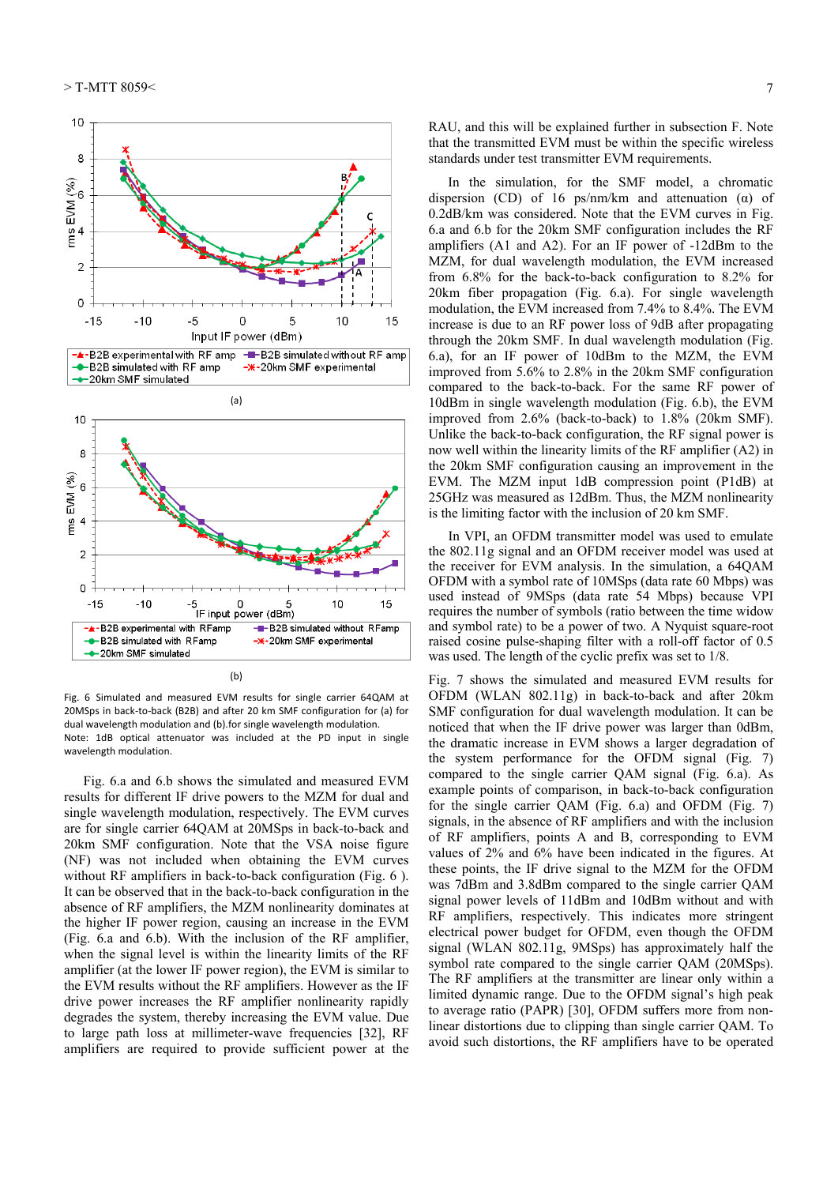Fig. 6 Simulated and measured EVM results for single carrier 64QAM at 20MSps in back-to-back (B2B) and after 20 km SMF configuration for (a) for dual wavelength modulation and (b).for single wavelength modulation.
Note: 1dB optical attenuator was included at the PD input in single wavelength modulation.

Fig. 6.a and 6.b shows the simulated and measured EVM results for different IF drive powers to the MZM for dual and single wavelength modulation, respectively. The EVM curves are for single carrier 64QAM at 20MSps in back-to-back and 20km SMF configuration. Note that the VSA noise figure (NF) was not included when obtaining the EVM curves without RF amplifiers in back-to-back configuration (Fig. 6 ). It can be observed that in the back-to-back configuration in the absence of RF amplifiers, the MZM nonlinearity dominates at the higher IF power region, causing an increase in the EVM (Fig. 6.a and 6.b). With the inclusion of the RF amplifier, when the signal level is within the linearity limits of the RF amplifier (at the lower IF power region), the EVM is similar to the EVM results without the RF amplifiers. However as the IF drive power increases the RF amplifier nonlinearity rapidly degrades the system, thereby increasing the EVM value. Due to large path loss at millimeter-wave frequencies [32], RF amplifiers are required to provide sufficient power at the RAU, and this will be explained further in subsection F. Note that the transmitted EVM must be within the specific wireless standards under test transmitter EVM requirements.

In the simulation, for the SMF model, a chromatic dispersion (CD) of 16 ps/nm/km and attenuation (α) of 0.2dB/km was considered. Note that the EVM curves in Fig. 6.a and 6.b for the 20km SMF configuration includes the RF amplifiers (A1 and A2). For an IF power of -12dBm to the MZM, for dual wavelength modulation, the EVM increased from 6.8% for the back-to-back configuration to 8.2% for 20km fiber propagation (Fig. 6.a). For single wavelength modulation, the EVM increased from 7.4% to 8.4%. The EVM increase is due to an RF power loss of 9dB after propagating through the 20km SMF. In dual wavelength modulation (Fig. 6.a), for an IF power of 10dBm to the MZM, the EVM improved from 5.6% to 2.8% in the 20km SMF configuration compared to the back-to-back. For the same RF power of 10dBm in single wavelength modulation (Fig. 6.b), the EVM improved from 2.6% (back-to-back) to 1.8% (20km SMF). Unlike the back-to-back configuration, the RF signal power is now well within the linearity limits of the RF amplifier (A2) in the 20km SMF configuration causing an improvement in the EVM. The MZM input 1dB compression point (P1dB) at 25GHz was measured as 12dBm. Thus, the MZM nonlinearity is the limiting factor with the inclusion of 20 km SMF.

In VPI, an OFDM transmitter model was used to emulate the 802.11g signal and an OFDM receiver model was used at the receiver for EVM analysis. In the simulation, a 64QAM OFDM with a symbol rate of 10MSps (data rate 60 Mbps) was used instead of 9MSps (data rate 54 Mbps) because VPI requires the number of symbols (ratio between the time window and symbol rate) to be a power of two. A Nyquist square-root raised cosine pulse-shaping filter with a roll-off factor of 0.5 was used. The length of the cyclic prefix was set to 1/8.

Fig. 7 shows the simulated and measured EVM results for OFDM (WLAN 802.11g) in back-to-back and after 20km SMF configuration for dual wavelength modulation. It can be noticed that when the IF drive power was larger than 0dBm, the dramatic increase in EVM shows a larger degradation of the system performance for the OFDM signal (Fig. 7) compared to the single carrier QAM signal (Fig. 6.a). As example points of comparison, in back-to-back configuration for the single carrier QAM (Fig. 6.a) and OFDM (Fig. 7) signals, in the absence of RF amplifiers and with the inclusion of RF amplifiers, points A and B, corresponding to EVM values of 2% and 6% have been indicated in the figures. At these points, the IF drive signal to the MZM for the OFDM was 7dBm and 3.8dBm compared to the single carrier QAM signal power levels of 11dBm and 10dBm without and with RF amplifiers, respectively. This indicates more stringent electrical power budget for OFDM, even though the OFDM signal (WLAN 802.11g, 9MSps) has approximately half the symbol rate compared to the single carrier QAM (20MSps). The RF amplifiers at the transmitter are linear only within a limited dynamic range. Due to the OFDM signal's high peak to average ratio (PAPR) [30], OFDM suffers more from non-linear distortions due to clipping than single carrier QAM. To avoid such distortions, the RF amplifiers have to be operated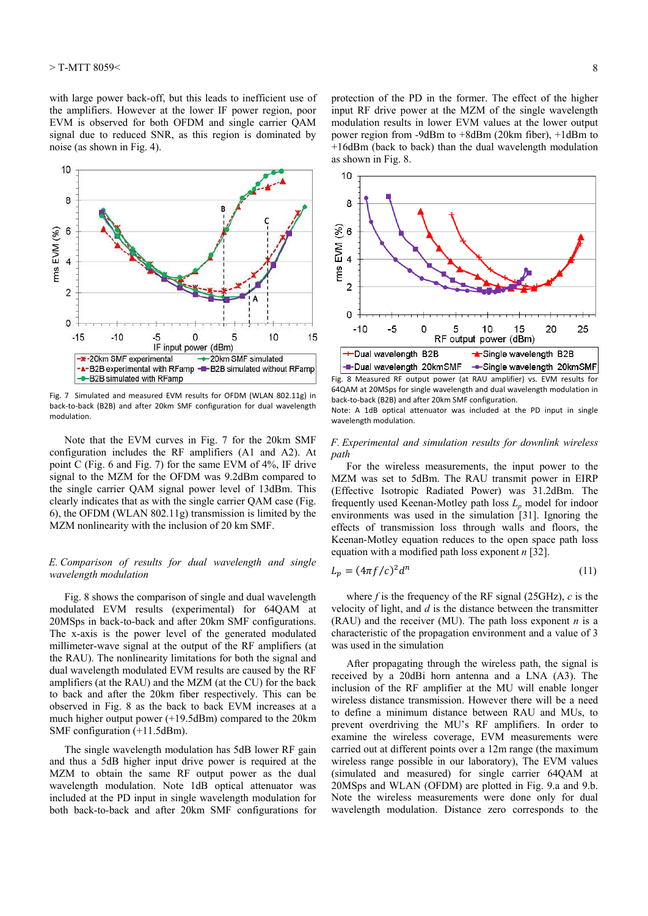with large power back-off, but this leads to inefficient use of the amplifiers. However at the lower IF power region, poor EVM is observed for both OFDM and single carrier QAM signal due to reduced SNR, as this region is dominated by noise (as shown in Fig. 4).

Fig. 7 Simulated and measured EVM results for OFDM (WLAN 802.11g) in back-to-back (B2B) and after 20km SMF configuration for dual wavelength modulation.

Note that the EVM curves in Fig. 7 for the 20km SMF configuration includes the RF amplifiers (A1 and A2). At point C (Fig. 6 and Fig. 7) for the same EVM of 4%, IF drive signal to the MZM for the OFDM was 9.2dBm compared to the single carrier QAM signal power level of 13dBm. This clearly indicates that as with the single carrier QAM case (Fig. 6), the OFDM (WLAN 802.11g) transmission is limited by the MZM nonlinearity with the inclusion of 20 km SMF.

*E. Comparison of results for dual wavelength and single wavelength modulation*

Fig. 8 shows the comparison of single and dual wavelength modulated EVM results (experimental) for 64QAM at 20MSps in back-to-back and after 20km SMF configurations. The x-axis is the power level of the generated modulated millimeter-wave signal at the output of the RF amplifiers (at the RAU). The nonlinearity limitations for both the signal and dual wavelength modulated EVM results are caused by the RF amplifiers (at the RAU) and the MZM (at the CU) for the back to back and after the 20km fiber respectively. This can be observed in Fig. 8 as the back to back EVM increases at a much higher output power (+19.5dBm) compared to the 20km SMF configuration (+11.5dBm).

The single wavelength modulation has 5dB lower RF gain and thus a 5dB higher input drive power is required at the MZM to obtain the same RF output power as the dual wavelength modulation. Note 1dB optical attenuator was included at the PD input in single wavelength modulation for both back-to-back and after 20km SMF configurations for protection of the PD in the former. The effect of the higher input RF drive power at the MZM of the single wavelength modulation results in lower EVM values at the lower output power region from -9dBm to +8dBm (20km fiber), +1dBm to +16dBm (back to back) than the dual wavelength modulation as shown in Fig. 8.

Fig. 8 Measured RF output power (at RAU amplifier) vs. EVM results for 64QAM at 20MSps for single wavelength and dual wavelength modulation in back-to-back (B2B) and after 20km SMF configuration.
Note: A 1dB optical attenuator was included at the PD input in single wavelength modulation.

*F. Experimental and simulation results for downlink wireless path*

For the wireless measurements, the input power to the MZM was set to 5dBm. The RAU transmit power in EIRP (Effective Isotropic Radiated Power) was 31.2dBm. The frequently used Keenan-Motley path loss $L_p$ model for indoor environments was used in the simulation [31]. Ignoring the effects of transmission loss through walls and floors, the Keenan-Motley equation reduces to the open space path loss equation with a modified path loss exponent $n$ [32].

$$L_p = (4\pi f/c)^2 d^n \tag{11}$$

where $f$ is the frequency of the RF signal (25GHz), $c$ is the velocity of light, and $d$ is the distance between the transmitter (RAU) and the receiver (MU). The path loss exponent $n$ is a characteristic of the propagation environment and a value of 3 was used in the simulation

After propagating through the wireless path, the signal is received by a 20dBi horn antenna and a LNA (A3). The inclusion of the RF amplifier at the MU will enable longer wireless distance transmission. However there will be a need to define a minimum distance between RAU and MUs, to prevent overdriving the MU's RF amplifiers. In order to examine the wireless coverage, EVM measurements were carried out at different points over a 12m range (the maximum wireless range possible in our laboratory), The EVM values (simulated and measured) for single carrier 64QAM at 20MSps and WLAN (OFDM) are plotted in Fig. 9.a and 9.b. Note the wireless measurements were done only for dual wavelength modulation. Distance zero corresponds to the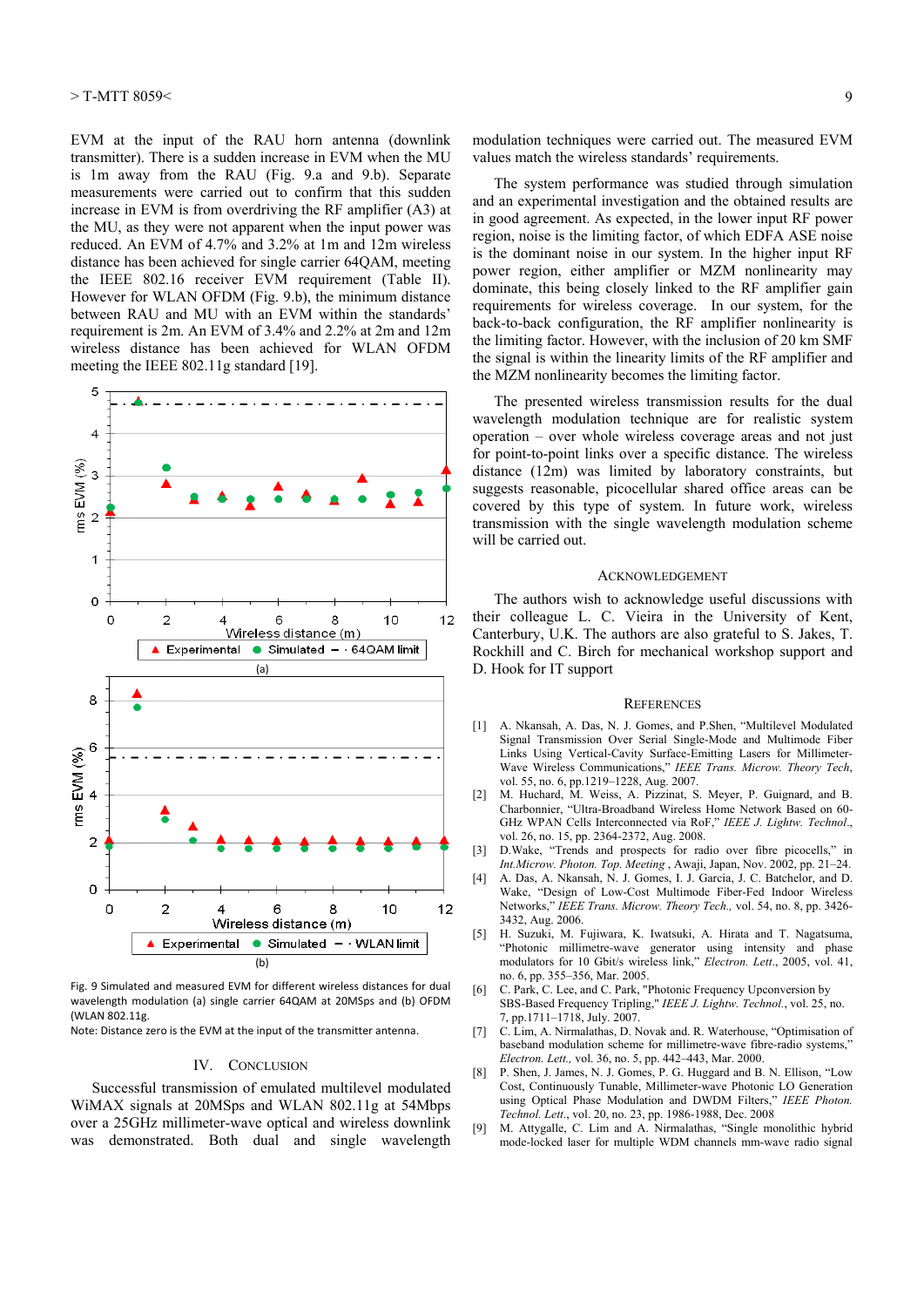EVM at the input of the RAU horn antenna (downlink transmitter). There is a sudden increase in EVM when the MU is 1m away from the RAU (Fig. 9.a and 9.b). Separate measurements were carried out to confirm that this sudden increase in EVM is from overdriving the RF amplifier (A3) at the MU, as they were not apparent when the input power was reduced. An EVM of 4.7% and 3.2% at 1m and 12m wireless distance has been achieved for single carrier 64QAM, meeting the IEEE 802.16 receiver EVM requirement (Table II). However for WLAN OFDM (Fig. 9.b), the minimum distance between RAU and MU with an EVM within the standards' requirement is 2m. An EVM of 3.4% and 2.2% at 2m and 12m wireless distance has been achieved for WLAN OFDM meeting the IEEE 802.11g standard [19].

rms EVM (%)
5
4
3
2
1
0
0 2 4 6 8 10 12
Wireless distance (m)
Experimental Simulated 64QAM limit
(a)

rms EVM (%)
8
6
4
2
0
0 2 4 6 8 10 12
Wireless distance (m)
Experimental Simulated WLAN limit
(b)

Fig. 9 Simulated and measured EVM for different wireless distances for dual wavelength modulation (a) single carrier 64QAM at 20MSps and (b) OFDM (WLAN 802.11g.

Note: Distance zero is the EVM at the input of the transmitter antenna.

## IV. Conclusion

Successful transmission of emulated multilevel modulated WiMAX signals at 20MSps and WLAN 802.11g at 54Mbps over a 25GHz millimeter-wave optical and wireless downlink was demonstrated. Both dual and single wavelength modulation techniques were carried out. The measured EVM values match the wireless standards' requirements.

The system performance was studied through simulation and an experimental investigation and the obtained results are in good agreement. As expected, in the lower input RF power region, noise is the limiting factor, of which EDFA ASE noise is the dominant noise in our system. In the higher input RF power region, either amplifier or MZM nonlinearity may dominate, this being closely linked to the RF amplifier gain requirements for wireless coverage. In our system, for the back-to-back configuration, the RF amplifier nonlinearity is the limiting factor. However, with the inclusion of 20 km SMF the signal is within the linearity limits of the RF amplifier and the MZM nonlinearity becomes the limiting factor.

The presented wireless transmission results for the dual wavelength modulation technique are for realistic system operation – over whole wireless coverage areas and not just for point-to-point links over a specific distance. The wireless distance (12m) was limited by laboratory constraints, but suggests reasonable, picocellular shared office areas can be covered by this type of system. In future work, wireless transmission with the single wavelength modulation scheme will be carried out.

## Acknowledgement

The authors wish to acknowledge useful discussions with their colleague L. C. Vieira in the University of Kent, Canterbury, U.K. The authors are also grateful to S. Jakes, T. Rockhill and C. Birch for mechanical workshop support and D. Hook for IT support

## References

[1] A. Nkansah, A. Das, N. J. Gomes, and P.Shen, "Multilevel Modulated Signal Transmission Over Serial Single-Mode and Multimode Fiber Links Using Vertical-Cavity Surface-Emitting Lasers for Millimeter-Wave Wireless Communications," *IEEE Trans. Microw. Theory Tech*, vol. 55, no. 6, pp.1219–1228, Aug. 2007.

[2] M. Huchard, M. Weiss, A. Pizzinat, S. Meyer, P. Guignard, and B. Charbonnier, "Ultra-Broadband Wireless Home Network Based on 60-GHz WPAN Cells Interconnected via RoF," *IEEE J. Lightw. Technol.*, vol. 26, no. 15, pp. 2364-2372, Aug. 2008.

[3] D.Wake, "Trends and prospects for radio over fibre picocells," in *Int.Microw. Photon. Top. Meeting* , Awaji, Japan, Nov. 2002, pp. 21–24.

[4] A. Das, A. Nkansah, N. J. Gomes, I. J. Garcia, J. C. Batchelor, and D. Wake, "Design of Low-Cost Multimode Fiber-Fed Indoor Wireless Networks," *IEEE Trans. Microw. Theory Tech.,* vol. 54, no. 8, pp. 3426-3432, Aug. 2006.

[5] H. Suzuki, M. Fujiwara, K. Iwatsuki, A. Hirata and T. Nagatsuma, "Photonic millimetre-wave generator using intensity and phase modulators for 10 Gbit/s wireless link," *Electron. Lett.*, 2005, vol. 41, no. 6, pp. 355–356, Mar. 2005.

[6] C. Park, C. Lee, and C. Park, "Photonic Frequency Upconversion by SBS-Based Frequency Tripling," *IEEE J. Lightw. Technol.*, vol. 25, no. 7, pp.1711–1718, July. 2007.

[7] C. Lim, A. Nirmalathas, D. Novak and. R. Waterhouse, "Optimisation of baseband modulation scheme for millimetre-wave fibre-radio systems," *Electron. Lett.*, vol. 36, no. 5, pp. 442–443, Mar. 2000.

[8] P. Shen, J. James, N. J. Gomes, P. G. Huggard and B. N. Ellison, "Low Cost, Continuously Tunable, Millimeter-wave Photonic LO Generation using Optical Phase Modulation and DWDM Filters," *IEEE Photon. Technol. Lett.*, vol. 20, no. 23, pp. 1986-1988, Dec. 2008

[9] M. Attygalle, C. Lim and A. Nirmalathas, "Single monolithic hybrid mode-locked laser for multiple WDM channels mm-wave radio signal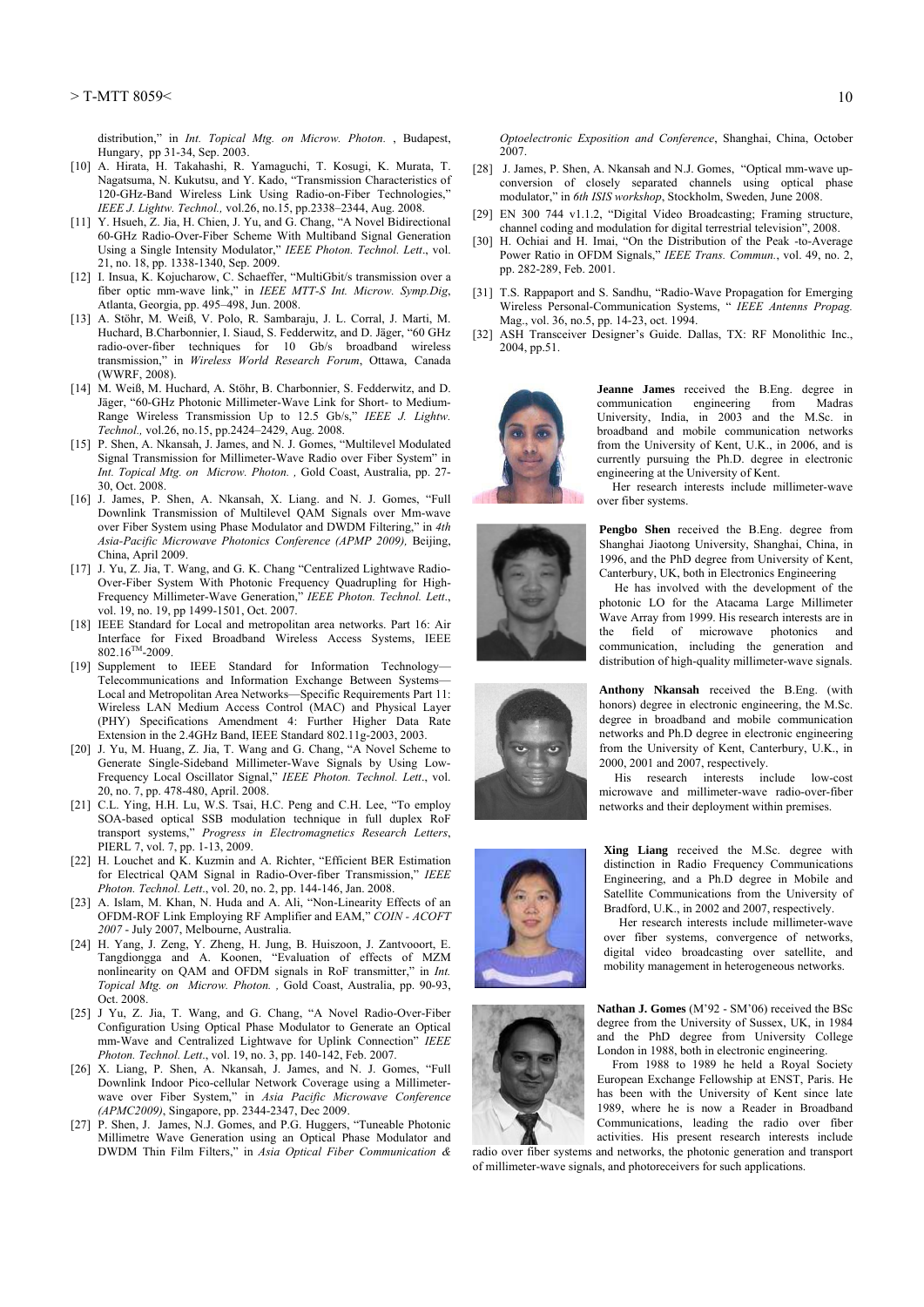distribution," in *Int. Topical Mtg. on Microw. Photon.* , Budapest, Hungary, pp 31-34, Sep. 2003.

[10] A. Hirata, H. Takahashi, R. Yamaguchi, T. Kosugi, K. Murata, T. Nagatsuma, N. Kukutsu, and Y. Kado, "Transmission Characteristics of 120-GHz-Band Wireless Link Using Radio-on-Fiber Technologies," *IEEE J. Lightw. Technol.,* vol.26, no.15, pp.2338–2344, Aug. 2008.

[11] Y. Hsueh, Z. Jia, H. Chien, J. Yu, and G. Chang, "A Novel Bidirectional 60-GHz Radio-Over-Fiber Scheme With Multiband Signal Generation Using a Single Intensity Modulator," *IEEE Photon. Technol. Lett*., vol. 21, no. 18, pp. 1338-1340, Sep. 2009.

[12] I. Insua, K. Kojucharow, C. Schaeffer, "MultiGbit/s transmission over a fiber optic mm-wave link," in *IEEE MTT-S Int. Microw. Symp.Dig*, Atlanta, Georgia, pp. 495–498, Jun. 2008.

[13] A. Stöhr, M. Weiß, V. Polo, R. Sambaraju, J. L. Corral, J. Marti, M. Huchard, B.Charbonnier, I. Siaud, S. Fedderwitz, and D. Jäger, "60 GHz radio-over-fiber techniques for 10 Gb/s broadband wireless transmission," in *Wireless World Research Forum*, Ottawa, Canada (WWRF, 2008).

[14] M. Weiß, M. Huchard, A. Stöhr, B. Charbonnier, S. Fedderwitz, and D. Jäger, "60-GHz Photonic Millimeter-Wave Link for Short- to Medium-Range Wireless Transmission Up to 12.5 Gb/s," *IEEE J. Lightw. Technol.,* vol.26, no.15, pp.2424–2429, Aug. 2008.

[15] P. Shen, A. Nkansah, J. James, and N. J. Gomes, "Multilevel Modulated Signal Transmission for Millimeter-Wave Radio over Fiber System" in *Int. Topical Mtg. on Microw. Photon. ,* Gold Coast, Australia, pp. 27-30, Oct. 2008.

[16] J. James, P. Shen, A. Nkansah, X. Liang. and N. J. Gomes, "Full Downlink Transmission of Multilevel QAM Signals over Mm-wave over Fiber System using Phase Modulator and DWDM Filtering," in *4th Asia-Pacific Microwave Photonics Conference (APMP 2009),* Beijing, China, April 2009.

[17] J. Yu, Z. Jia, T. Wang, and G. K. Chang "Centralized Lightwave Radio-Over-Fiber System With Photonic Frequency Quadrupling for High-Frequency Millimeter-Wave Generation," *IEEE Photon. Technol. Lett*., vol. 19, no. 19, pp 1499-1501, Oct. 2007.

[18] IEEE Standard for Local and metropolitan area networks. Part 16: Air Interface for Fixed Broadband Wireless Access Systems, IEEE 802.16[TM]-2009.

[19] Supplement to IEEE Standard for Information Technology—Telecommunications and Information Exchange Between Systems—Local and Metropolitan Area Networks—Specific Requirements Part 11: Wireless LAN Medium Access Control (MAC) and Physical Layer (PHY) Specifications Amendment 4: Further Higher Data Rate Extension in the 2.4GHz Band, IEEE Standard 802.11g-2003, 2003.

[20] J. Yu, M. Huang, Z. Jia, T. Wang and G. Chang, "A Novel Scheme to Generate Single-Sideband Millimeter-Wave Signals by Using Low-Frequency Local Oscillator Signal," *IEEE Photon. Technol. Lett*., vol. 20, no. 7, pp. 478-480, April. 2008.

[21] C.L. Ying, H.H. Lu, W.S. Tsai, H.C. Peng and C.H. Lee, "To employ SOA-based optical SSB modulation technique in full duplex RoF transport systems," *Progress in Electromagnetics Research Letters*, PIERL 7, vol. 7, pp. 1-13, 2009.

[22] H. Louchet and K. Kuzmin and A. Richter, "Efficient BER Estimation for Electrical QAM Signal in Radio-Over-fiber Transmission," *IEEE Photon. Technol. Lett*., vol. 20, no. 2, pp. 144-146, Jan. 2008.

[23] A. Islam, M. Khan, N. Huda and A. Ali, "Non-Linearity Effects of an OFDM-ROF Link Employing RF Amplifier and EAM," *COIN - ACOFT 2007* - July 2007, Melbourne, Australia.

[24] H. Yang, J. Zeng, Y. Zheng, H. Jung, B. Huiszoon, J. Zantvooort, E. Tangdiongga and A. Koonen, "Evaluation of effects of MZM nonlinearity on QAM and OFDM signals in RoF transmitter," in *Int. Topical Mtg. on Microw. Photon. ,* Gold Coast, Australia, pp. 90-93, Oct. 2008.

[25] J Yu, Z. Jia, T. Wang, and G. Chang, "A Novel Radio-Over-Fiber Configuration Using Optical Phase Modulator to Generate an Optical mm-Wave and Centralized Lightwave for Uplink Connection" *IEEE Photon. Technol. Lett*., vol. 19, no. 3, pp. 140-142, Feb. 2007.

[26] X. Liang, P. Shen, A. Nkansah, J. James, and N. J. Gomes, "Full Downlink Indoor Pico-cellular Network Coverage using a Millimeter-wave over Fiber System," in *Asia Pacific Microwave Conference (APMC2009)*, Singapore, pp. 2344-2347, Dec 2009.

[27] P. Shen, J. James, N.J. Gomes, and P.G. Huggers, "Tuneable Photonic Millimetre Wave Generation using an Optical Phase Modulator and DWDM Thin Film Filters," in *Asia Optical Fiber Communication & Optoelectronic Exposition and Conference*, Shanghai, China, October 2007.

[28] J. James, P. Shen, A. Nkansah and N.J. Gomes, "Optical mm-wave up-conversion of closely separated channels using optical phase modulator," in *6th ISIS workshop*, Stockholm, Sweden, June 2008.

[29] EN 300 744 v1.1.2, "Digital Video Broadcasting; Framing structure, channel coding and modulation for digital terrestrial television", 2008.

[30] H. Ochiai and H. Imai, "On the Distribution of the Peak -to-Average Power Ratio in OFDM Signals," *IEEE Trans. Commun.*, vol. 49, no. 2, pp. 282-289, Feb. 2001.

[31] T.S. Rappaport and S. Sandhu, "Radio-Wave Propagation for Emerging Wireless Personal-Communication Systems, " *IEEE Antenns Propag.* Mag., vol. 36, no.5, pp. 14-23, oct. 1994.

[32] ASH Transceiver Designer's Guide. Dallas, TX: RF Monolithic Inc., 2004, pp.51.

**Jeanne James** received the B.Eng. degree in communication engineering from Madras University, India, in 2003 and the M.Sc. in broadband and mobile communication networks from the University of Kent, U.K., in 2006, and is currently pursuing the Ph.D. degree in electronic engineering at the University of Kent.

Her research interests include millimeter-wave over fiber systems.

**Pengbo Shen** received the B.Eng. degree from Shanghai Jiaotong University, Shanghai, China, in 1996, and the PhD degree from University of Kent, Canterbury, UK, both in Electronics Engineering

He has involved with the development of the photonic LO for the Atacama Large Millimeter Wave Array from 1999. His research interests are in the field of microwave photonics and communication, including the generation and distribution of high-quality millimeter-wave signals.

**Anthony Nkansah** received the B.Eng. (with honors) degree in electronic engineering, the M.Sc. degree in broadband and mobile communication networks and Ph.D degree in electronic engineering from the University of Kent, Canterbury, U.K., in 2000, 2001 and 2007, respectively.

His research interests include low-cost microwave and millimeter-wave radio-over-fiber networks and their deployment within premises.

**Xing Liang** received the M.Sc. degree with distinction in Radio Frequency Communications Engineering, and a Ph.D degree in Mobile and Satellite Communications from the University of Bradford, U.K., in 2002 and 2007, respectively.

Her research interests include millimeter-wave over fiber systems, convergence of networks, digital video broadcasting over satellite, and mobility management in heterogeneous networks.

**Nathan J. Gomes** (M'92 - SM'06) received the BSc degree from the University of Sussex, UK, in 1984 and the PhD degree from University College London in 1988, both in electronic engineering.

From 1988 to 1989 he held a Royal Society European Exchange Fellowship at ENST, Paris. He has been with the University of Kent since late 1989, where he is now a Reader in Broadband Communications, leading the radio over fiber activities. His present research interests include radio over fiber systems and networks, the photonic generation and transport of millimeter-wave signals, and photoreceivers for such applications.